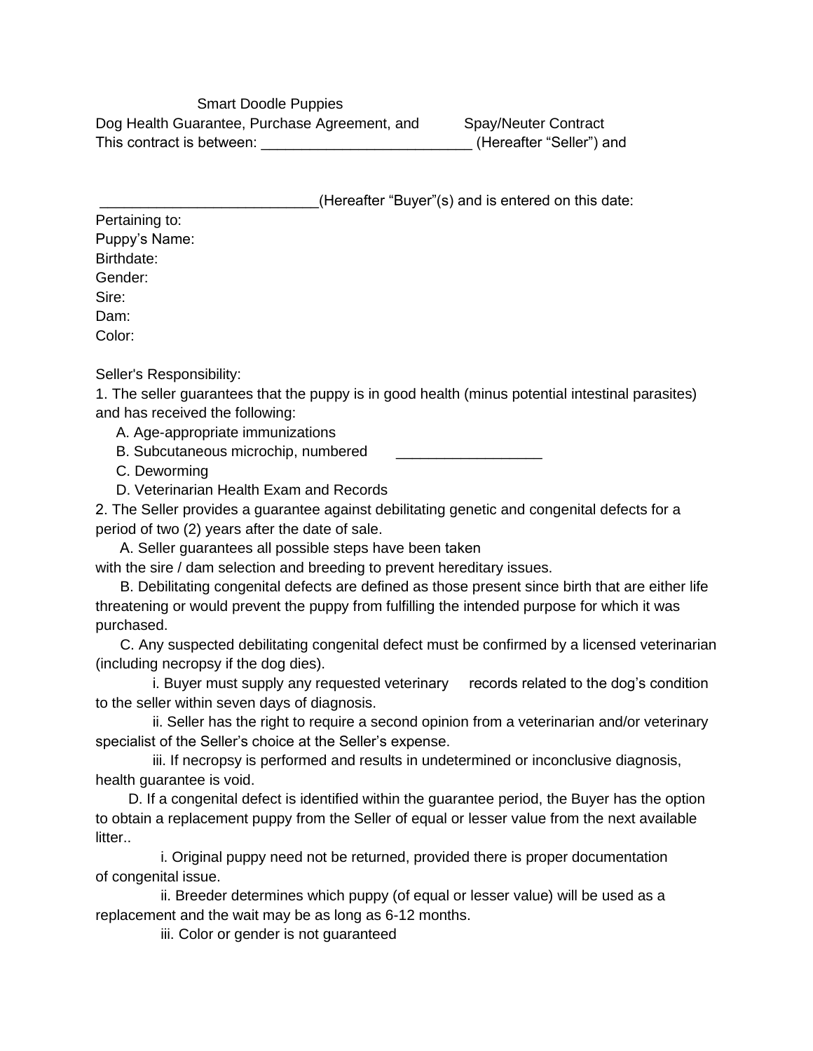Smart Doodle Puppies

Dog Health Guarantee, Purchase Agreement, and Spay/Neuter Contract

This contract is between: __________________________ (Hereafter "Seller") and

__________________________(Hereafter "Buyer"(s) and is entered on this date:

Pertaining to:

Puppy's Name:

Birthdate:

Gender:

Sire:

Dam:

Color:

Seller's Responsibility:

1. The seller guarantees that the puppy is in good health (minus potential intestinal parasites) and has received the following:
   - A. Age-appropriate immunizations
   - B. Subcutaneous microchip, numbered __________________
   - C. Deworming
   - D. Veterinarian Health Exam and Records
2. The Seller provides a guarantee against debilitating genetic and congenital defects for a period of two (2) years after the date of sale.
   - A. Seller guarantees all possible steps have been taken with the sire / dam selection and breeding to prevent hereditary issues.
   - B. Debilitating congenital defects are defined as those present since birth that are either life threatening or would prevent the puppy from fulfilling the intended purpose for which it was purchased.
   - C. Any suspected debilitating congenital defect must be confirmed by a licensed veterinarian (including necropsy if the dog dies).
     - i. Buyer must supply any requested veterinary records related to the dog's condition to the seller within seven days of diagnosis.
     - ii. Seller has the right to require a second opinion from a veterinarian and/or veterinary specialist of the Seller's choice at the Seller's expense.
     - iii. If necropsy is performed and results in undetermined or inconclusive diagnosis, health guarantee is void.
   - D. If a congenital defect is identified within the guarantee period, the Buyer has the option to obtain a replacement puppy from the Seller of equal or lesser value from the next available litter..
     - i. Original puppy need not be returned, provided there is proper documentation of congenital issue.
     - ii. Breeder determines which puppy (of equal or lesser value) will be used as a replacement and the wait may be as long as 6-12 months.
     - iii. Color or gender is not guaranteed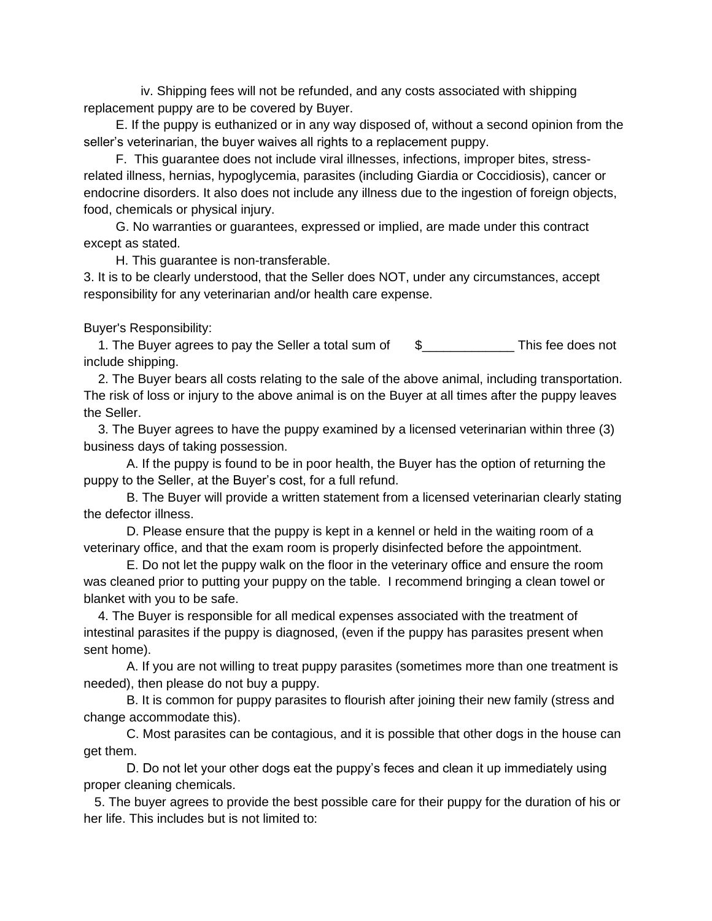iv. Shipping fees will not be refunded, and any costs associated with shipping replacement puppy are to be covered by Buyer.

E. If the puppy is euthanized or in any way disposed of, without a second opinion from the seller's veterinarian, the buyer waives all rights to a replacement puppy.

F. This guarantee does not include viral illnesses, infections, improper bites, stress-related illness, hernias, hypoglycemia, parasites (including Giardia or Coccidiosis), cancer or endocrine disorders. It also does not include any illness due to the ingestion of foreign objects, food, chemicals or physical injury.

G. No warranties or guarantees, expressed or implied, are made under this contract except as stated.

H. This guarantee is non-transferable.

3. It is to be clearly understood, that the Seller does NOT, under any circumstances, accept responsibility for any veterinarian and/or health care expense.

Buyer's Responsibility:

1. The Buyer agrees to pay the Seller a total sum of $_____________ This fee does not include shipping.

2. The Buyer bears all costs relating to the sale of the above animal, including transportation. The risk of loss or injury to the above animal is on the Buyer at all times after the puppy leaves the Seller.

3. The Buyer agrees to have the puppy examined by a licensed veterinarian within three (3) business days of taking possession.

A. If the puppy is found to be in poor health, the Buyer has the option of returning the puppy to the Seller, at the Buyer's cost, for a full refund.

B. The Buyer will provide a written statement from a licensed veterinarian clearly stating the defector illness.

D. Please ensure that the puppy is kept in a kennel or held in the waiting room of a veterinary office, and that the exam room is properly disinfected before the appointment.

E. Do not let the puppy walk on the floor in the veterinary office and ensure the room was cleaned prior to putting your puppy on the table. I recommend bringing a clean towel or blanket with you to be safe.

4. The Buyer is responsible for all medical expenses associated with the treatment of intestinal parasites if the puppy is diagnosed, (even if the puppy has parasites present when sent home).

A. If you are not willing to treat puppy parasites (sometimes more than one treatment is needed), then please do not buy a puppy.

B. It is common for puppy parasites to flourish after joining their new family (stress and change accommodate this).

C. Most parasites can be contagious, and it is possible that other dogs in the house can get them.

D. Do not let your other dogs eat the puppy's feces and clean it up immediately using proper cleaning chemicals.

5. The buyer agrees to provide the best possible care for their puppy for the duration of his or her life. This includes but is not limited to: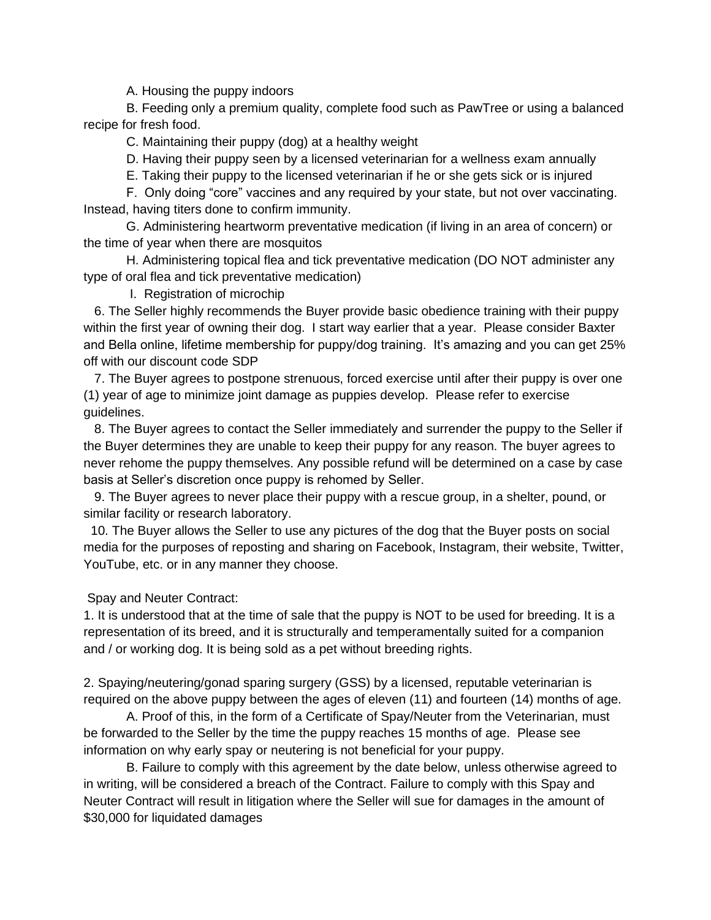A. Housing the puppy indoors

B. Feeding only a premium quality, complete food such as PawTree or using a balanced recipe for fresh food.

C. Maintaining their puppy (dog) at a healthy weight

D. Having their puppy seen by a licensed veterinarian for a wellness exam annually

E. Taking their puppy to the licensed veterinarian if he or she gets sick or is injured

F. Only doing "core" vaccines and any required by your state, but not over vaccinating. Instead, having titers done to confirm immunity.

G. Administering heartworm preventative medication (if living in an area of concern) or the time of year when there are mosquitos

H. Administering topical flea and tick preventative medication (DO NOT administer any type of oral flea and tick preventative medication)

I. Registration of microchip

6. The Seller highly recommends the Buyer provide basic obedience training with their puppy within the first year of owning their dog. I start way earlier that a year. Please consider Baxter and Bella online, lifetime membership for puppy/dog training. It's amazing and you can get 25% off with our discount code SDP

7. The Buyer agrees to postpone strenuous, forced exercise until after their puppy is over one (1) year of age to minimize joint damage as puppies develop. Please refer to exercise guidelines.

8. The Buyer agrees to contact the Seller immediately and surrender the puppy to the Seller if the Buyer determines they are unable to keep their puppy for any reason. The buyer agrees to never rehome the puppy themselves. Any possible refund will be determined on a case by case basis at Seller's discretion once puppy is rehomed by Seller.

9. The Buyer agrees to never place their puppy with a rescue group, in a shelter, pound, or similar facility or research laboratory.

10. The Buyer allows the Seller to use any pictures of the dog that the Buyer posts on social media for the purposes of reposting and sharing on Facebook, Instagram, their website, Twitter, YouTube, etc. or in any manner they choose.

Spay and Neuter Contract:

1. It is understood that at the time of sale that the puppy is NOT to be used for breeding. It is a representation of its breed, and it is structurally and temperamentally suited for a companion and / or working dog. It is being sold as a pet without breeding rights.

2. Spaying/neutering/gonad sparing surgery (GSS) by a licensed, reputable veterinarian is required on the above puppy between the ages of eleven (11) and fourteen (14) months of age.

A. Proof of this, in the form of a Certificate of Spay/Neuter from the Veterinarian, must be forwarded to the Seller by the time the puppy reaches 15 months of age. Please see information on why early spay or neutering is not beneficial for your puppy.

B. Failure to comply with this agreement by the date below, unless otherwise agreed to in writing, will be considered a breach of the Contract. Failure to comply with this Spay and Neuter Contract will result in litigation where the Seller will sue for damages in the amount of $30,000 for liquidated damages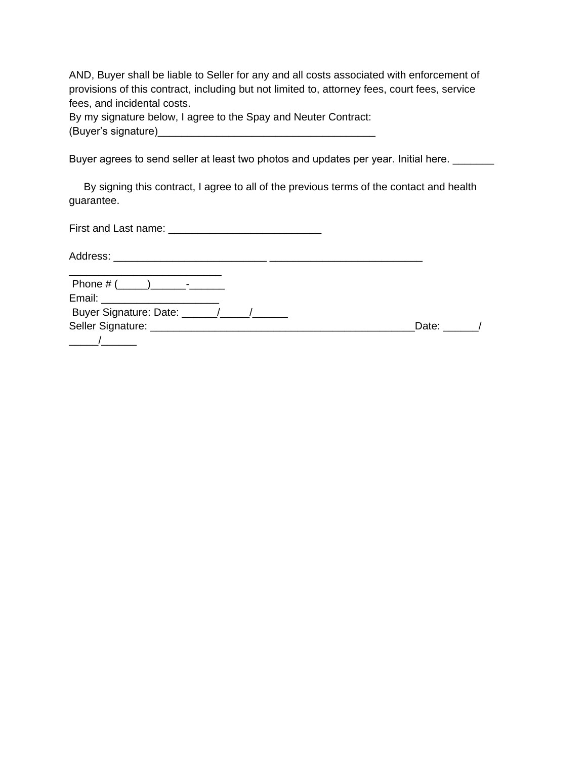AND, Buyer shall be liable to Seller for any and all costs associated with enforcement of provisions of this contract, including but not limited to, attorney fees, court fees, service fees, and incidental costs.
By my signature below, I agree to the Spay and Neuter Contract:
(Buyer’s signature)_______________________________________

Buyer agrees to send seller at least two photos and updates per year. Initial here. _______

By signing this contract, I agree to all of the previous terms of the contact and health guarantee.

First and Last name: ___________________________

Address: ___________________________ ___________________________
___________________________
Phone # (_____)______-______
Email: ____________________
Buyer Signature: Date: ______/_____/______
Seller Signature: _______________________________________________Date: ______/_____/______